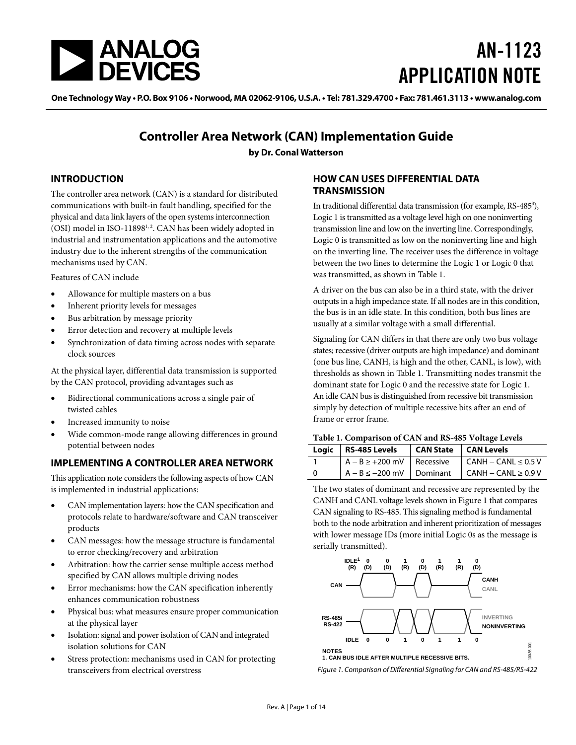# AN-1123 APPLICATION NOTE

One Technology Way • P.O. Box 9106 • Norwood, MA 02062-9106, U.S.A. • Tel: 781.329.4700 • Fax: 781.461.3113 • www.analog.com

## Controller Area Network (CAN) Implementation Guide

**by Dr. Conal Watterson**

## INTRODUCTION

The controller area network (CAN) is a standard for distributed communications with built-in fault handling, specified for the physical and data link layers of the open systems interconnection (OSI) model in ISO-11898[1, 2]. CAN has been widely adopted in industrial and instrumentation applications and the automotive industry due to the inherent strengths of the communication mechanisms used by CAN.

Features of CAN include

- Allowance for multiple masters on a bus
- Inherent priority levels for messages
- Bus arbitration by message priority
- Error detection and recovery at multiple levels
- Synchronization of data timing across nodes with separate clock sources

At the physical layer, differential data transmission is supported by the CAN protocol, providing advantages such as

- Bidirectional communications across a single pair of twisted cables
- Increased immunity to noise
- Wide common-mode range allowing differences in ground potential between nodes

## IMPLEMENTING A CONTROLLER AREA NETWORK

This application note considers the following aspects of how CAN is implemented in industrial applications:

- CAN implementation layers: how the CAN specification and protocols relate to hardware/software and CAN transceiver products
- CAN messages: how the message structure is fundamental to error checking/recovery and arbitration
- Arbitration: how the carrier sense multiple access method specified by CAN allows multiple driving nodes
- Error mechanisms: how the CAN specification inherently enhances communication robustness
- Physical bus: what measures ensure proper communication at the physical layer
- Isolation: signal and power isolation of CAN and integrated isolation solutions for CAN
- Stress protection: mechanisms used in CAN for protecting transceivers from electrical overstress

## HOW CAN USES DIFFERENTIAL DATA TRANSMISSION

In traditional differential data transmission (for example, RS-485[3]), Logic 1 is transmitted as a voltage level high on one noninverting transmission line and low on the inverting line. Correspondingly, Logic 0 is transmitted as low on the noninverting line and high on the inverting line. The receiver uses the difference in voltage between the two lines to determine the Logic 1 or Logic 0 that was transmitted, as shown in Table 1.

A driver on the bus can also be in a third state, with the driver outputs in a high impedance state. If all nodes are in this condition, the bus is in an idle state. In this condition, both bus lines are usually at a similar voltage with a small differential.

Signaling for CAN differs in that there are only two bus voltage states; recessive (driver outputs are high impedance) and dominant (one bus line, CANH, is high and the other, CANL, is low), with thresholds as shown in Table 1. Transmitting nodes transmit the dominant state for Logic 0 and the recessive state for Logic 1. An idle CAN bus is distinguished from recessive bit transmission simply by detection of multiple recessive bits after an end of frame or error frame.

**Table 1. Comparison of CAN and RS-485 Voltage Levels**

| Logic | RS-485 Levels | CAN State | CAN Levels |
|---|---|---|---|
| 1 | A − B ≥ +200 mV | Recessive | CANH − CANL ≤ 0.5 V |
| 0 | A − B ≤ −200 mV | Dominant | CANH − CANL ≥ 0.9 V |

The two states of dominant and recessive are represented by the CANH and CANL voltage levels shown in Figure 1 that compares CAN signaling to RS-485. This signaling method is fundamental both to the node arbitration and inherent prioritization of messages with lower message IDs (more initial Logic 0s as the message is serially transmitted).

NOTES
1. CAN BUS IDLE AFTER MULTIPLE RECESSIVE BITS.

*Figure 1. Comparison of Differential Signaling for CAN and RS-485/RS-422*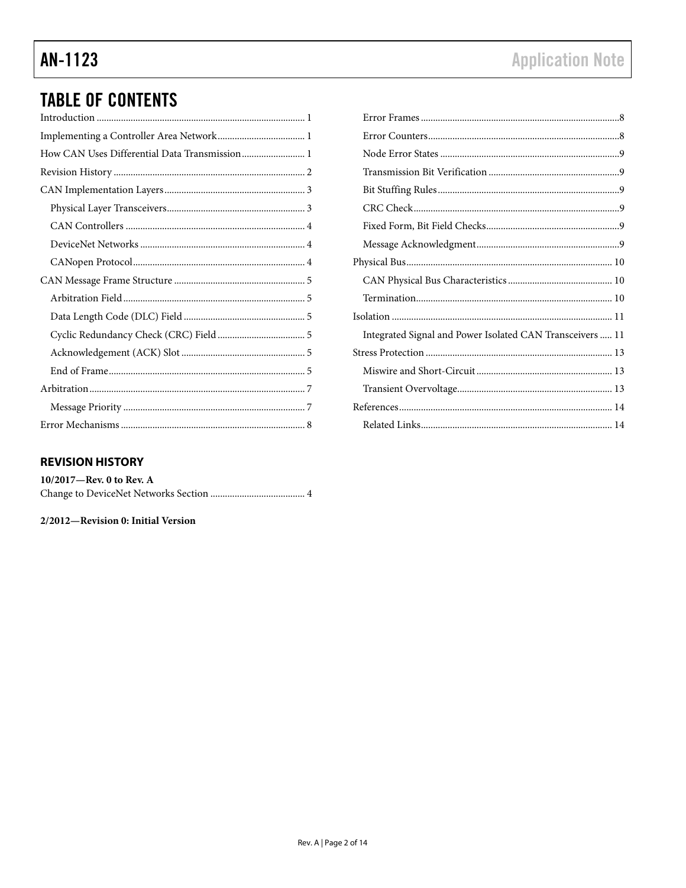## TABLE OF CONTENTS

Introduction ........................................................ 1
Implementing a Controller Area Network ........................ 1
How CAN Uses Differential Data Transmission .................. 1
Revision History ................................................... 2
CAN Implementation Layers ...................................... 3
  Physical Layer Transceivers .................................. 3
  CAN Controllers .............................................. 4
  DeviceNet Networks ........................................... 4
  CANopen Protocol ............................................. 4
CAN Message Frame Structure .................................... 5
  Arbitration Field ............................................. 5
  Data Length Code (DLC) Field ................................. 5
  Cyclic Redundancy Check (CRC) Field .......................... 5
  Acknowledgement (ACK) Slot .................................... 5
  End of Frame .................................................. 5
Arbitration ........................................................ 7
  Message Priority .............................................. 7
Error Mechanisms .................................................. 8
  Error Frames .................................................. 8
  Error Counters ................................................ 8
  Node Error States ............................................. 9
  Transmission Bit Verification ................................ 9
  Bit Stuffing Rules ............................................ 9
  CRC Check ..................................................... 9
  Fixed Form, Bit Field Checks .................................. 9
  Message Acknowledgment ........................................ 9
Physical Bus ....................................................... 10
  CAN Physical Bus Characteristics ............................. 10
  Termination ................................................... 10
Isolation .......................................................... 11
  Integrated Signal and Power Isolated CAN Transceivers ........ 11
Stress Protection .................................................. 13
  Miswire and Short-Circuit ..................................... 13
  Transient Overvoltage ......................................... 13
References ......................................................... 14
  Related Links ................................................. 14

### REVISION HISTORY

**10/2017—Rev. 0 to Rev. A**

Change to DeviceNet Networks Section ................................ 4

**2/2012—Revision 0: Initial Version**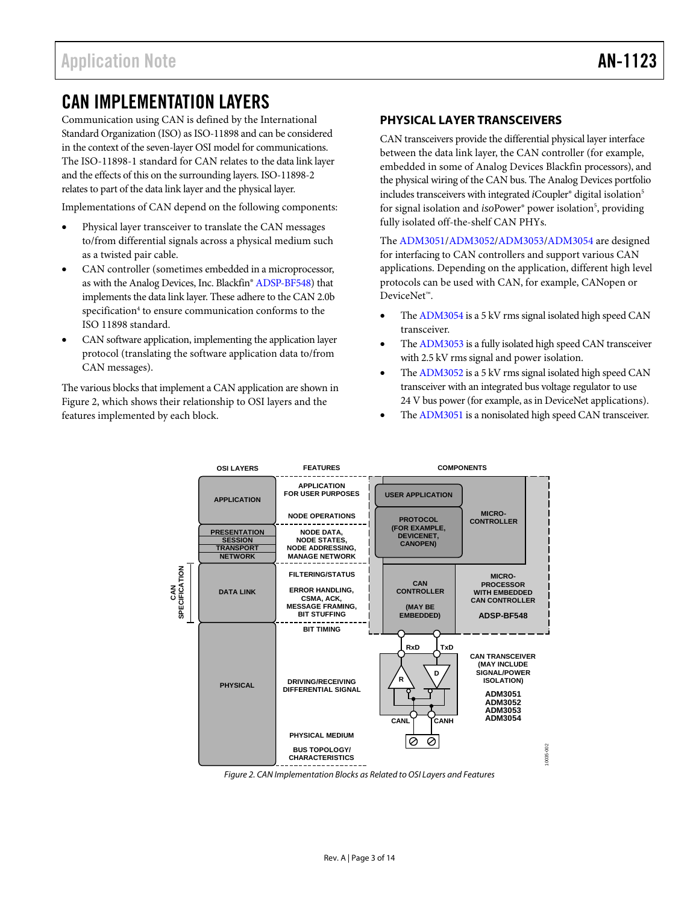# CAN IMPLEMENTATION LAYERS

Communication using CAN is defined by the International Standard Organization (ISO) as ISO-11898 and can be considered in the context of the seven-layer OSI model for communications. The ISO-11898-1 standard for CAN relates to the data link layer and the effects of this on the surrounding layers. ISO-11898-2 relates to part of the data link layer and the physical layer.

Implementations of CAN depend on the following components:

- Physical layer transceiver to translate the CAN messages to/from differential signals across a physical medium such as a twisted pair cable.
- CAN controller (sometimes embedded in a microprocessor, as with the Analog Devices, Inc. Blackfin® ADSP-BF548) that implements the data link layer. These adhere to the CAN 2.0b specification[4] to ensure communication conforms to the ISO 11898 standard.
- CAN software application, implementing the application layer protocol (translating the software application data to/from CAN messages).

The various blocks that implement a CAN application are shown in Figure 2, which shows their relationship to OSI layers and the features implemented by each block.

## PHYSICAL LAYER TRANSCEIVERS

CAN transceivers provide the differential physical layer interface between the data link layer, the CAN controller (for example, embedded in some of Analog Devices Blackfin processors), and the physical wiring of the CAN bus. The Analog Devices portfolio includes transceivers with integrated *i*Coupler® digital isolation[5] for signal isolation and *iso*Power® power isolation[5], providing fully isolated off-the-shelf CAN PHYs.

The ADM3051/ADM3052/ADM3053/ADM3054 are designed for interfacing to CAN controllers and support various CAN applications. Depending on the application, different high level protocols can be used with CAN, for example, CANopen or DeviceNet™.

- The ADM3054 is a 5 kV rms signal isolated high speed CAN transceiver.
- The ADM3053 is a fully isolated high speed CAN transceiver with 2.5 kV rms signal and power isolation.
- The ADM3052 is a 5 kV rms signal isolated high speed CAN transceiver with an integrated bus voltage regulator to use 24 V bus power (for example, as in DeviceNet applications).
- The ADM3051 is a nonisolated high speed CAN transceiver.

| OSI LAYERS | FEATURES | COMPONENTS |
|---|---|---|
| APPLICATION | APPLICATION FOR USER PURPOSES; NODE OPERATIONS | USER APPLICATION; PROTOCOL (FOR EXAMPLE, DEVICENET, CANOPEN) — MICROCONTROLLER |
| PRESENTATION / SESSION / TRANSPORT / NETWORK | NODE DATA, NODE STATES, NODE ADDRESSING, MANAGE NETWORK | |
| DATA LINK (CAN SPECIFICATION) | FILTERING/STATUS; ERROR HANDLING, CSMA, ACK, MESSAGE FRAMING, BIT STUFFING | CAN CONTROLLER (MAY BE EMBEDDED) — MICROPROCESSOR WITH EMBEDDED CAN CONTROLLER ADSP-BF548 |
| PHYSICAL | BIT TIMING; DRIVING/RECEIVING DIFFERENTIAL SIGNAL; PHYSICAL MEDIUM; BUS TOPOLOGY/CHARACTERISTICS | CAN TRANSCEIVER (MAY INCLUDE SIGNAL/POWER ISOLATION) ADM3051, ADM3052, ADM3053, ADM3054 (RxD, TxD, CANL, CANH) |

*Figure 2. CAN Implementation Blocks as Related to OSI Layers and Features*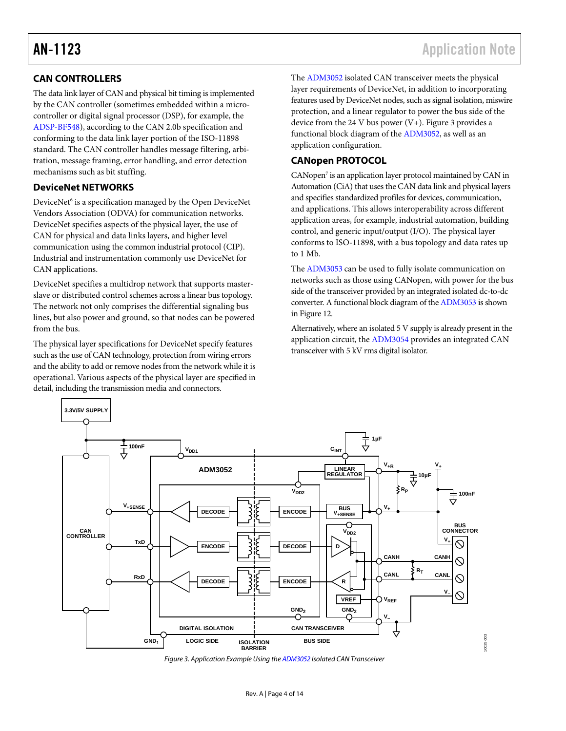## CAN CONTROLLERS

The data link layer of CAN and physical bit timing is implemented by the CAN controller (sometimes embedded within a microcontroller or digital signal processor (DSP), for example, the ADSP-BF548), according to the CAN 2.0b specification and conforming to the data link layer portion of the ISO-11898 standard. The CAN controller handles message filtering, arbitration, message framing, error handling, and error detection mechanisms such as bit stuffing.

## DeviceNet NETWORKS

DeviceNet[6] is a specification managed by the Open DeviceNet Vendors Association (ODVA) for communication networks. DeviceNet specifies aspects of the physical layer, the use of CAN for physical and data links layers, and higher level communication using the common industrial protocol (CIP). Industrial and instrumentation commonly use DeviceNet for CAN applications.

DeviceNet specifies a multidrop network that supports master-slave or distributed control schemes across a linear bus topology. The network not only comprises the differential signaling bus lines, but also power and ground, so that nodes can be powered from the bus.

The physical layer specifications for DeviceNet specify features such as the use of CAN technology, protection from wiring errors and the ability to add or remove nodes from the network while it is operational. Various aspects of the physical layer are specified in detail, including the transmission media and connectors.

The ADM3052 isolated CAN transceiver meets the physical layer requirements of DeviceNet, in addition to incorporating features used by DeviceNet nodes, such as signal isolation, miswire protection, and a linear regulator to power the bus side of the device from the 24 V bus power (V+). Figure 3 provides a functional block diagram of the ADM3052, as well as an application configuration.

## CANopen PROTOCOL

CANopen[7] is an application layer protocol maintained by CAN in Automation (CiA) that uses the CAN data link and physical layers and specifies standardized profiles for devices, communication, and applications. This allows interoperability across different application areas, for example, industrial automation, building control, and generic input/output (I/O). The physical layer conforms to ISO-11898, with a bus topology and data rates up to 1 Mb.

The ADM3053 can be used to fully isolate communication on networks such as those using CANopen, with power for the bus side of the transceiver provided by an integrated isolated dc-to-dc converter. A functional block diagram of the ADM3053 is shown in Figure 12.

Alternatively, where an isolated 5 V supply is already present in the application circuit, the ADM3054 provides an integrated CAN transceiver with 5 kV rms digital isolator.

*Figure 3. Application Example Using the ADM3052 Isolated CAN Transceiver*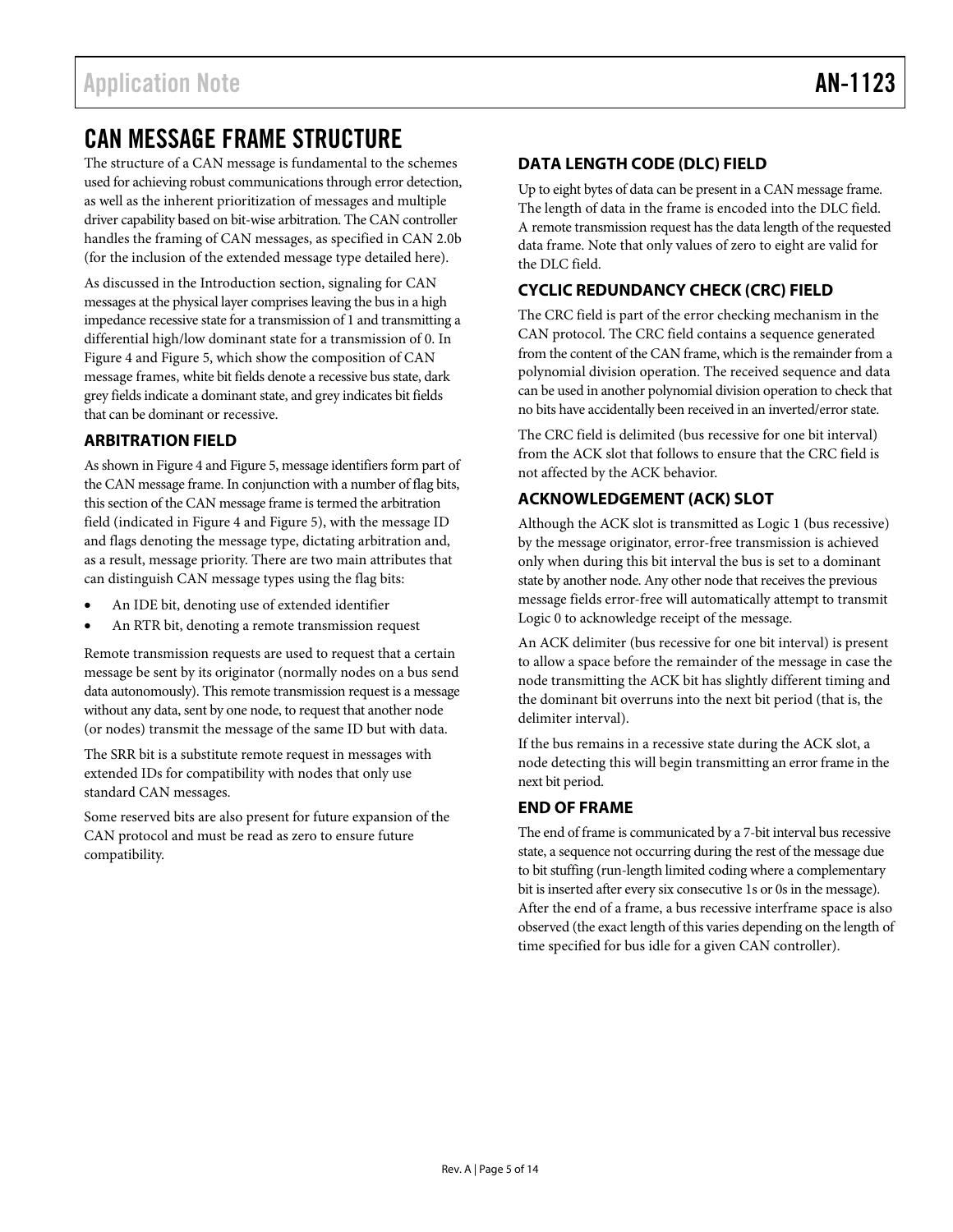# CAN MESSAGE FRAME STRUCTURE

The structure of a CAN message is fundamental to the schemes used for achieving robust communications through error detection, as well as the inherent prioritization of messages and multiple driver capability based on bit-wise arbitration. The CAN controller handles the framing of CAN messages, as specified in CAN 2.0b (for the inclusion of the extended message type detailed here).

As discussed in the Introduction section, signaling for CAN messages at the physical layer comprises leaving the bus in a high impedance recessive state for a transmission of 1 and transmitting a differential high/low dominant state for a transmission of 0. In Figure 4 and Figure 5, which show the composition of CAN message frames, white bit fields denote a recessive bus state, dark grey fields indicate a dominant state, and grey indicates bit fields that can be dominant or recessive.

## ARBITRATION FIELD

As shown in Figure 4 and Figure 5, message identifiers form part of the CAN message frame. In conjunction with a number of flag bits, this section of the CAN message frame is termed the arbitration field (indicated in Figure 4 and Figure 5), with the message ID and flags denoting the message type, dictating arbitration and, as a result, message priority. There are two main attributes that can distinguish CAN message types using the flag bits:

- An IDE bit, denoting use of extended identifier
- An RTR bit, denoting a remote transmission request

Remote transmission requests are used to request that a certain message be sent by its originator (normally nodes on a bus send data autonomously). This remote transmission request is a message without any data, sent by one node, to request that another node (or nodes) transmit the message of the same ID but with data.

The SRR bit is a substitute remote request in messages with extended IDs for compatibility with nodes that only use standard CAN messages.

Some reserved bits are also present for future expansion of the CAN protocol and must be read as zero to ensure future compatibility.

## DATA LENGTH CODE (DLC) FIELD

Up to eight bytes of data can be present in a CAN message frame. The length of data in the frame is encoded into the DLC field. A remote transmission request has the data length of the requested data frame. Note that only values of zero to eight are valid for the DLC field.

## CYCLIC REDUNDANCY CHECK (CRC) FIELD

The CRC field is part of the error checking mechanism in the CAN protocol. The CRC field contains a sequence generated from the content of the CAN frame, which is the remainder from a polynomial division operation. The received sequence and data can be used in another polynomial division operation to check that no bits have accidentally been received in an inverted/error state.

The CRC field is delimited (bus recessive for one bit interval) from the ACK slot that follows to ensure that the CRC field is not affected by the ACK behavior.

## ACKNOWLEDGEMENT (ACK) SLOT

Although the ACK slot is transmitted as Logic 1 (bus recessive) by the message originator, error-free transmission is achieved only when during this bit interval the bus is set to a dominant state by another node. Any other node that receives the previous message fields error-free will automatically attempt to transmit Logic 0 to acknowledge receipt of the message.

An ACK delimiter (bus recessive for one bit interval) is present to allow a space before the remainder of the message in case the node transmitting the ACK bit has slightly different timing and the dominant bit overruns into the next bit period (that is, the delimiter interval).

If the bus remains in a recessive state during the ACK slot, a node detecting this will begin transmitting an error frame in the next bit period.

## END OF FRAME

The end of frame is communicated by a 7-bit interval bus recessive state, a sequence not occurring during the rest of the message due to bit stuffing (run-length limited coding where a complementary bit is inserted after every six consecutive 1s or 0s in the message). After the end of a frame, a bus recessive interframe space is also observed (the exact length of this varies depending on the length of time specified for bus idle for a given CAN controller).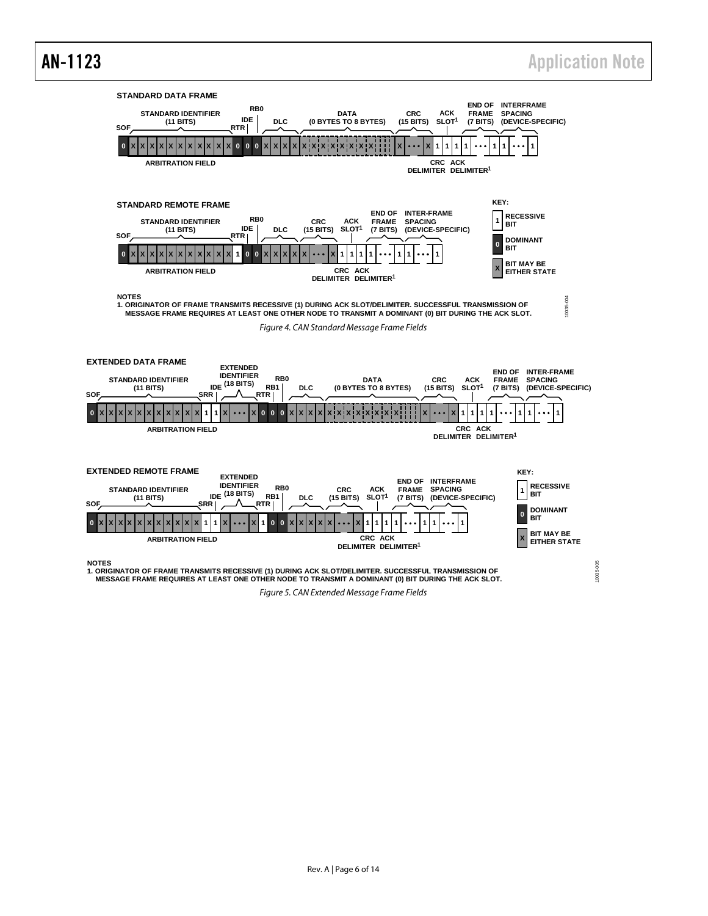STANDARD DATA FRAME

STANDARD REMOTE FRAME

NOTES
1. ORIGINATOR OF FRAME TRANSMITS RECESSIVE (1) DURING ACK SLOT/DELIMITER. SUCCESSFUL TRANSMISSION OF MESSAGE FRAME REQUIRES AT LEAST ONE OTHER NODE TO TRANSMIT A DOMINANT (0) BIT DURING THE ACK SLOT.

*Figure 4. CAN Standard Message Frame Fields*

EXTENDED DATA FRAME

EXTENDED REMOTE FRAME

NOTES
1. ORIGINATOR OF FRAME TRANSMITS RECESSIVE (1) DURING ACK SLOT/DELIMITER. SUCCESSFUL TRANSMISSION OF MESSAGE FRAME REQUIRES AT LEAST ONE OTHER NODE TO TRANSMIT A DOMINANT (0) BIT DURING THE ACK SLOT.

*Figure 5. CAN Extended Message Frame Fields*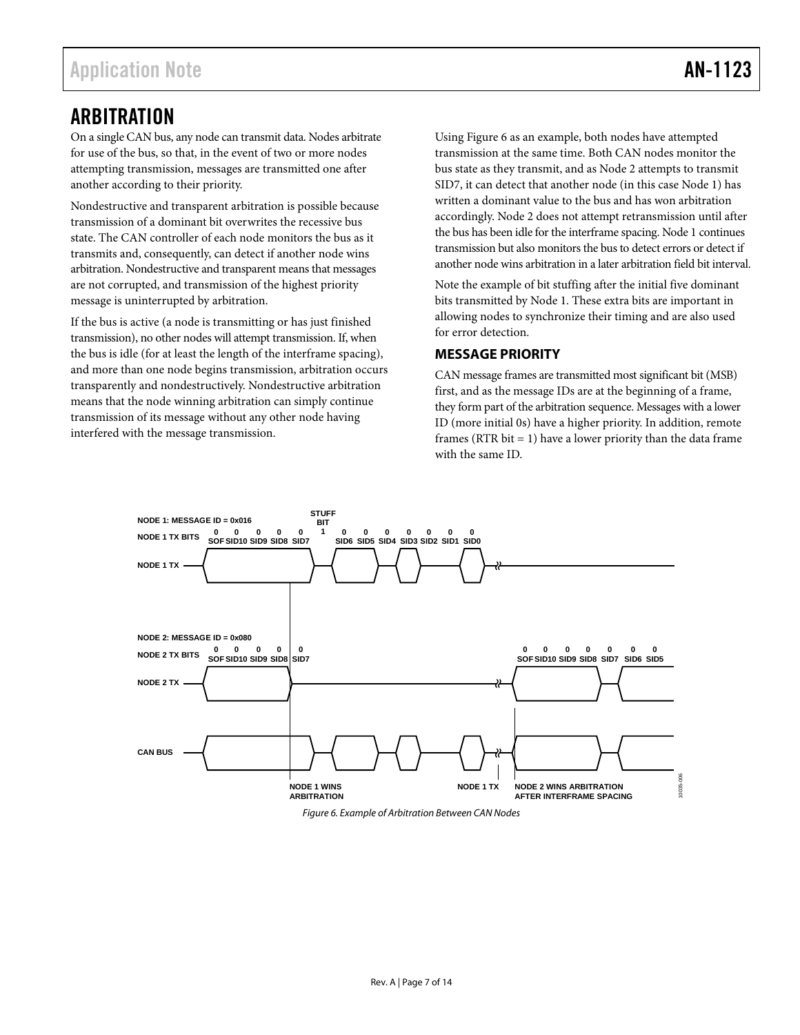## ARBITRATION

On a single CAN bus, any node can transmit data. Nodes arbitrate for use of the bus, so that, in the event of two or more nodes attempting transmission, messages are transmitted one after another according to their priority.

Nondestructive and transparent arbitration is possible because transmission of a dominant bit overwrites the recessive bus state. The CAN controller of each node monitors the bus as it transmits and, consequently, can detect if another node wins arbitration. Nondestructive and transparent means that messages are not corrupted, and transmission of the highest priority message is uninterrupted by arbitration.

If the bus is active (a node is transmitting or has just finished transmission), no other nodes will attempt transmission. If, when the bus is idle (for at least the length of the interframe spacing), and more than one node begins transmission, arbitration occurs transparently and nondestructively. Nondestructive arbitration means that the node winning arbitration can simply continue transmission of its message without any other node having interfered with the message transmission.

Using Figure 6 as an example, both nodes have attempted transmission at the same time. Both CAN nodes monitor the bus state as they transmit, and as Node 2 attempts to transmit SID7, it can detect that another node (in this case Node 1) has written a dominant value to the bus and has won arbitration accordingly. Node 2 does not attempt retransmission until after the bus has been idle for the interframe spacing. Node 1 continues transmission but also monitors the bus to detect errors or detect if another node wins arbitration in a later arbitration field bit interval.

Note the example of bit stuffing after the initial five dominant bits transmitted by Node 1. These extra bits are important in allowing nodes to synchronize their timing and are also used for error detection.

### MESSAGE PRIORITY

CAN message frames are transmitted most significant bit (MSB) first, and as the message IDs are at the beginning of a frame, they form part of the arbitration sequence. Messages with a lower ID (more initial 0s) have a higher priority. In addition, remote frames (RTR bit = 1) have a lower priority than the data frame with the same ID.

*Figure 6. Example of Arbitration Between CAN Nodes*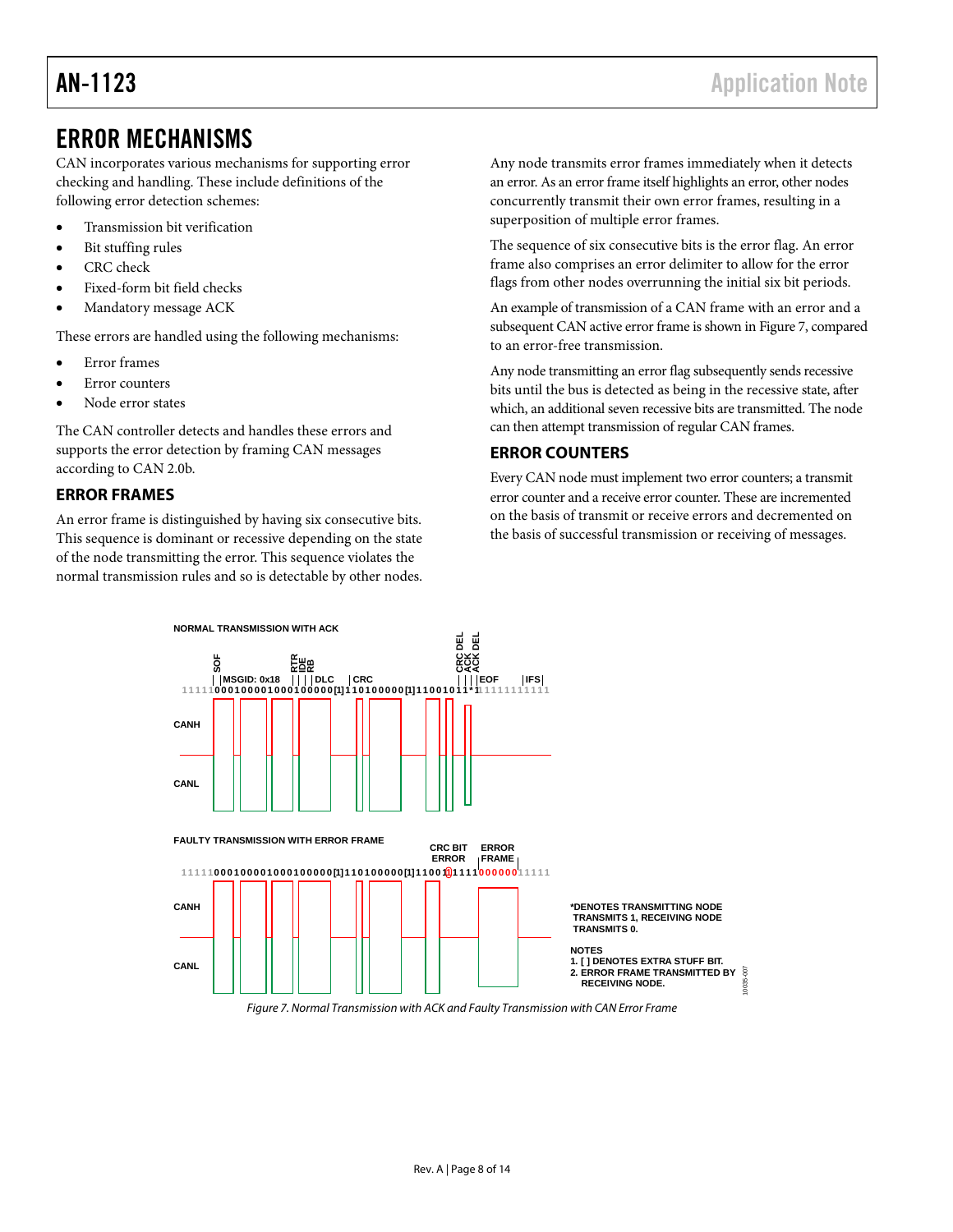# ERROR MECHANISMS

CAN incorporates various mechanisms for supporting error checking and handling. These include definitions of the following error detection schemes:

- Transmission bit verification
- Bit stuffing rules
- CRC check
- Fixed-form bit field checks
- Mandatory message ACK

These errors are handled using the following mechanisms:

- Error frames
- Error counters
- Node error states

The CAN controller detects and handles these errors and supports the error detection by framing CAN messages according to CAN 2.0b.

## ERROR FRAMES

An error frame is distinguished by having six consecutive bits. This sequence is dominant or recessive depending on the state of the node transmitting the error. This sequence violates the normal transmission rules and so is detectable by other nodes.

Any node transmits error frames immediately when it detects an error. As an error frame itself highlights an error, other nodes concurrently transmit their own error frames, resulting in a superposition of multiple error frames.

The sequence of six consecutive bits is the error flag. An error frame also comprises an error delimiter to allow for the error flags from other nodes overrunning the initial six bit periods.

An example of transmission of a CAN frame with an error and a subsequent CAN active error frame is shown in Figure 7, compared to an error-free transmission.

Any node transmitting an error flag subsequently sends recessive bits until the bus is detected as being in the recessive state, after which, an additional seven recessive bits are transmitted. The node can then attempt transmission of regular CAN frames.

## ERROR COUNTERS

Every CAN node must implement two error counters; a transmit error counter and a receive error counter. These are incremented on the basis of transmit or receive errors and decremented on the basis of successful transmission or receiving of messages.

NORMAL TRANSMISSION WITH ACK

SOF | MSGID: 0x18 | RTR | IDE | RB | DLC | CRC | CRC DEL | ACK | ACK DEL | EOF | IFS

11111000100001000100000[1]110100000[1]11001011*11111111111

CANH

CANL

FAULTY TRANSMISSION WITH ERROR FRAME

CRC BIT ERROR | ERROR FRAME

11111000100001000100000[1]110100000[1]11001[1]1111000000111111

CANH

CANL

*DENOTES TRANSMITTING NODE TRANSMITS 1, RECEIVING NODE TRANSMITS 0.

NOTES
1. [ ] DENOTES EXTRA STUFF BIT.
2. ERROR FRAME TRANSMITTED BY RECEIVING NODE.

*Figure 7. Normal Transmission with ACK and Faulty Transmission with CAN Error Frame*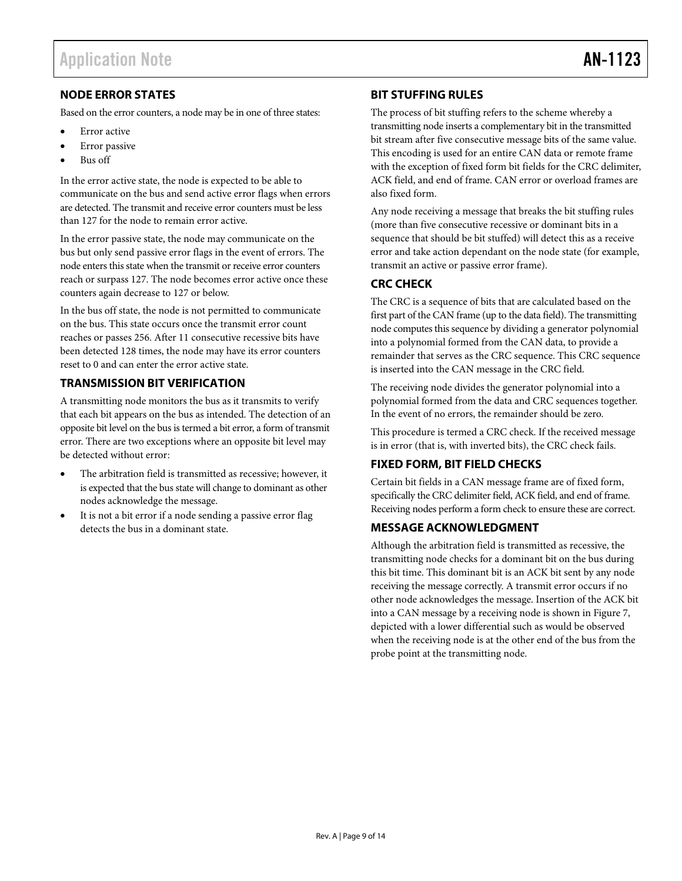## NODE ERROR STATES

Based on the error counters, a node may be in one of three states:

- Error active
- Error passive
- Bus off

In the error active state, the node is expected to be able to communicate on the bus and send active error flags when errors are detected. The transmit and receive error counters must be less than 127 for the node to remain error active.

In the error passive state, the node may communicate on the bus but only send passive error flags in the event of errors. The node enters this state when the transmit or receive error counters reach or surpass 127. The node becomes error active once these counters again decrease to 127 or below.

In the bus off state, the node is not permitted to communicate on the bus. This state occurs once the transmit error count reaches or passes 256. After 11 consecutive recessive bits have been detected 128 times, the node may have its error counters reset to 0 and can enter the error active state.

## TRANSMISSION BIT VERIFICATION

A transmitting node monitors the bus as it transmits to verify that each bit appears on the bus as intended. The detection of an opposite bit level on the bus is termed a bit error, a form of transmit error. There are two exceptions where an opposite bit level may be detected without error:

- The arbitration field is transmitted as recessive; however, it is expected that the bus state will change to dominant as other nodes acknowledge the message.
- It is not a bit error if a node sending a passive error flag detects the bus in a dominant state.

## BIT STUFFING RULES

The process of bit stuffing refers to the scheme whereby a transmitting node inserts a complementary bit in the transmitted bit stream after five consecutive message bits of the same value. This encoding is used for an entire CAN data or remote frame with the exception of fixed form bit fields for the CRC delimiter, ACK field, and end of frame. CAN error or overload frames are also fixed form.

Any node receiving a message that breaks the bit stuffing rules (more than five consecutive recessive or dominant bits in a sequence that should be bit stuffed) will detect this as a receive error and take action dependant on the node state (for example, transmit an active or passive error frame).

## CRC CHECK

The CRC is a sequence of bits that are calculated based on the first part of the CAN frame (up to the data field). The transmitting node computes this sequence by dividing a generator polynomial into a polynomial formed from the CAN data, to provide a remainder that serves as the CRC sequence. This CRC sequence is inserted into the CAN message in the CRC field.

The receiving node divides the generator polynomial into a polynomial formed from the data and CRC sequences together. In the event of no errors, the remainder should be zero.

This procedure is termed a CRC check. If the received message is in error (that is, with inverted bits), the CRC check fails.

## FIXED FORM, BIT FIELD CHECKS

Certain bit fields in a CAN message frame are of fixed form, specifically the CRC delimiter field, ACK field, and end of frame. Receiving nodes perform a form check to ensure these are correct.

## MESSAGE ACKNOWLEDGMENT

Although the arbitration field is transmitted as recessive, the transmitting node checks for a dominant bit on the bus during this bit time. This dominant bit is an ACK bit sent by any node receiving the message correctly. A transmit error occurs if no other node acknowledges the message. Insertion of the ACK bit into a CAN message by a receiving node is shown in Figure 7, depicted with a lower differential such as would be observed when the receiving node is at the other end of the bus from the probe point at the transmitting node.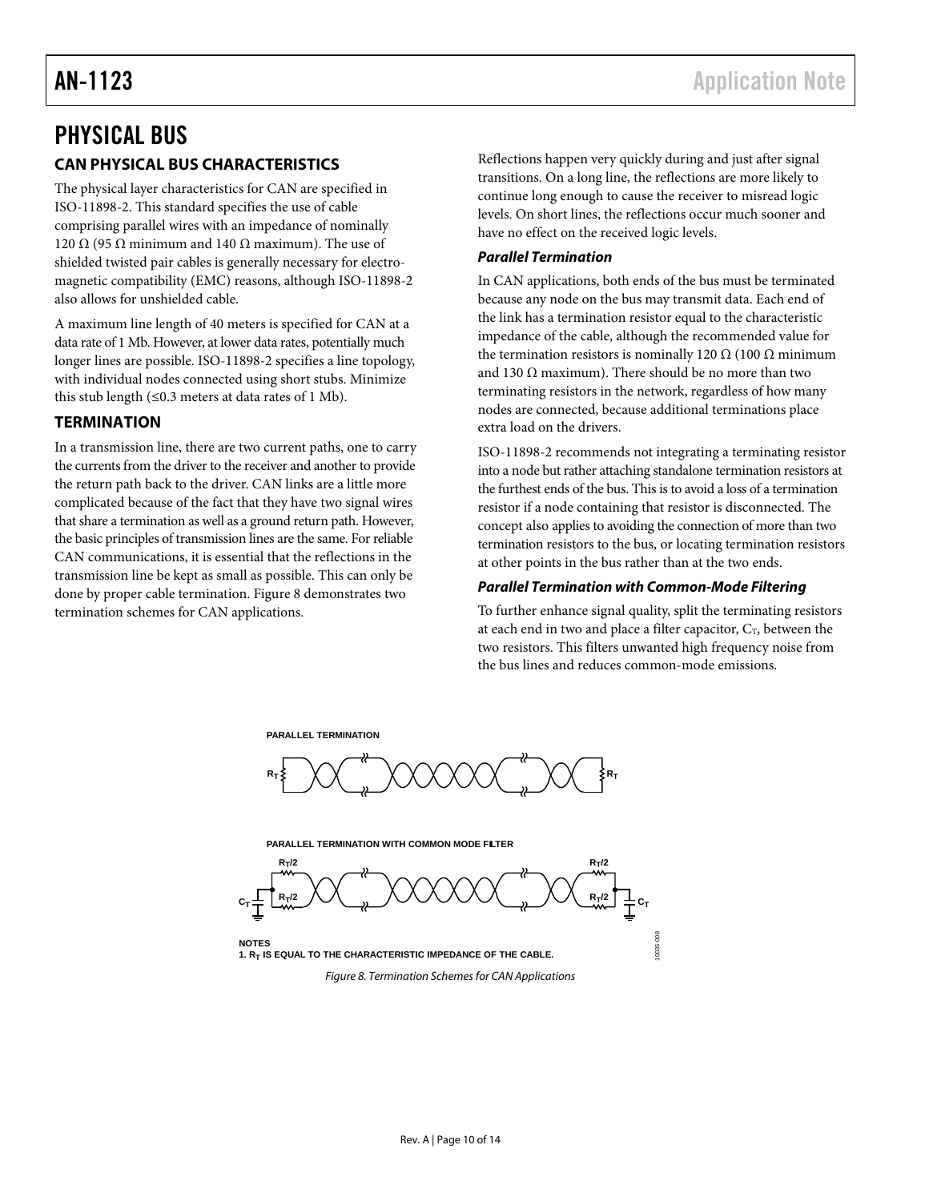# PHYSICAL BUS

## CAN PHYSICAL BUS CHARACTERISTICS

The physical layer characteristics for CAN are specified in ISO-11898-2. This standard specifies the use of cable comprising parallel wires with an impedance of nominally 120 Ω (95 Ω minimum and 140 Ω maximum). The use of shielded twisted pair cables is generally necessary for electromagnetic compatibility (EMC) reasons, although ISO-11898-2 also allows for unshielded cable.

A maximum line length of 40 meters is specified for CAN at a data rate of 1 Mb. However, at lower data rates, potentially much longer lines are possible. ISO-11898-2 specifies a line topology, with individual nodes connected using short stubs. Minimize this stub length (≤0.3 meters at data rates of 1 Mb).

## TERMINATION

In a transmission line, there are two current paths, one to carry the currents from the driver to the receiver and another to provide the return path back to the driver. CAN links are a little more complicated because of the fact that they have two signal wires that share a termination as well as a ground return path. However, the basic principles of transmission lines are the same. For reliable CAN communications, it is essential that the reflections in the transmission line be kept as small as possible. This can only be done by proper cable termination. Figure 8 demonstrates two termination schemes for CAN applications.

Reflections happen very quickly during and just after signal transitions. On a long line, the reflections are more likely to continue long enough to cause the receiver to misread logic levels. On short lines, the reflections occur much sooner and have no effect on the received logic levels.

### *Parallel Termination*

In CAN applications, both ends of the bus must be terminated because any node on the bus may transmit data. Each end of the link has a termination resistor equal to the characteristic impedance of the cable, although the recommended value for the termination resistors is nominally 120 Ω (100 Ω minimum and 130 Ω maximum). There should be no more than two terminating resistors in the network, regardless of how many nodes are connected, because additional terminations place extra load on the drivers.

ISO-11898-2 recommends not integrating a terminating resistor into a node but rather attaching standalone termination resistors at the furthest ends of the bus. This is to avoid a loss of a termination resistor if a node containing that resistor is disconnected. The concept also applies to avoiding the connection of more than two termination resistors to the bus, or locating termination resistors at other points in the bus rather than at the two ends.

### *Parallel Termination with Common-Mode Filtering*

To further enhance signal quality, split the terminating resistors at each end in two and place a filter capacitor, $C_T$, between the two resistors. This filters unwanted high frequency noise from the bus lines and reduces common-mode emissions.

PARALLEL TERMINATION

PARALLEL TERMINATION WITH COMMON MODE FILTER

NOTES
1. $R_T$ IS EQUAL TO THE CHARACTERISTIC IMPEDANCE OF THE CABLE.

*Figure 8. Termination Schemes for CAN Applications*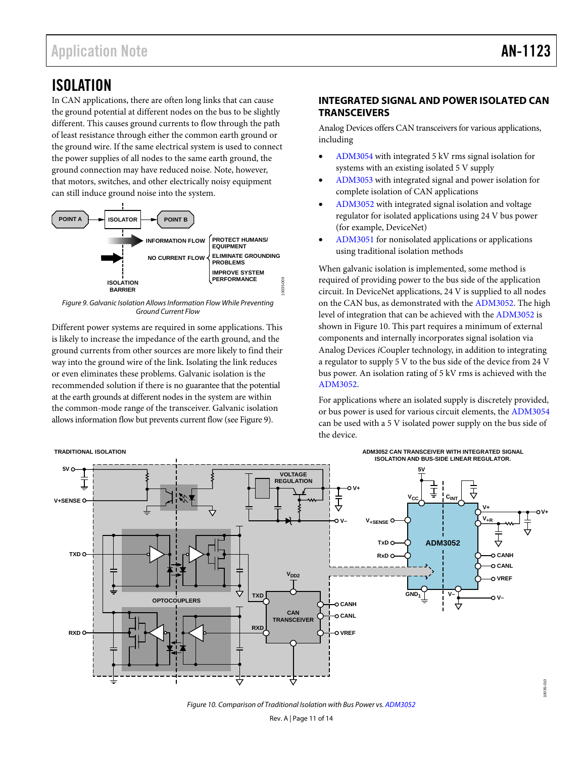## ISOLATION

In CAN applications, there are often long links that can cause the ground potential at different nodes on the bus to be slightly different. This causes ground currents to flow through the path of least resistance through either the common earth ground or the ground wire. If the same electrical system is used to connect the power supplies of all nodes to the same earth ground, the ground connection may have reduced noise. Note, however, that motors, switches, and other electrically noisy equipment can still induce ground noise into the system.

Figure 9. Galvanic Isolation Allows Information Flow While Preventing Ground Current Flow

Different power systems are required in some applications. This is likely to increase the impedance of the earth ground, and the ground currents from other sources are more likely to find their way into the ground wire of the link. Isolating the link reduces or even eliminates these problems. Galvanic isolation is the recommended solution if there is no guarantee that the potential at the earth grounds at different nodes in the system are within the common-mode range of the transceiver. Galvanic isolation allows information flow but prevents current flow (see Figure 9).

### INTEGRATED SIGNAL AND POWER ISOLATED CAN TRANSCEIVERS

Analog Devices offers CAN transceivers for various applications, including

- ADM3054 with integrated 5 kV rms signal isolation for systems with an existing isolated 5 V supply
- ADM3053 with integrated signal and power isolation for complete isolation of CAN applications
- ADM3052 with integrated signal isolation and voltage regulator for isolated applications using 24 V bus power (for example, DeviceNet)
- ADM3051 for nonisolated applications or applications using traditional isolation methods

When galvanic isolation is implemented, some method is required of providing power to the bus side of the application circuit. In DeviceNet applications, 24 V is supplied to all nodes on the CAN bus, as demonstrated with the ADM3052. The high level of integration that can be achieved with the ADM3052 is shown in Figure 10. This part requires a minimum of external components and internally incorporates signal isolation via Analog Devices *i*Coupler technology, in addition to integrating a regulator to supply 5 V to the bus side of the device from 24 V bus power. An isolation rating of 5 kV rms is achieved with the ADM3052.

For applications where an isolated supply is discretely provided, or bus power is used for various circuit elements, the ADM3054 can be used with a 5 V isolated power supply on the bus side of the device.

Figure 10. Comparison of Traditional Isolation with Bus Power vs. ADM3052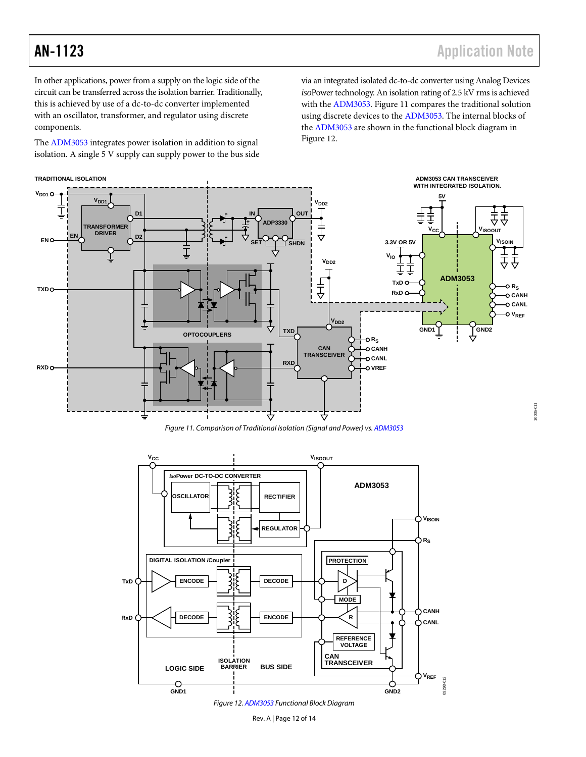In other applications, power from a supply on the logic side of the circuit can be transferred across the isolation barrier. Traditionally, this is achieved by use of a dc-to-dc converter implemented with an oscillator, transformer, and regulator using discrete components.

The ADM3053 integrates power isolation in addition to signal isolation. A single 5 V supply can supply power to the bus side via an integrated isolated dc-to-dc converter using Analog Devices *iso*Power technology. An isolation rating of 2.5 kV rms is achieved with the ADM3053. Figure 11 compares the traditional solution using discrete devices to the ADM3053. The internal blocks of the ADM3053 are shown in the functional block diagram in Figure 12.

*Figure 11. Comparison of Traditional Isolation (Signal and Power) vs. ADM3053*

*Figure 12. ADM3053 Functional Block Diagram*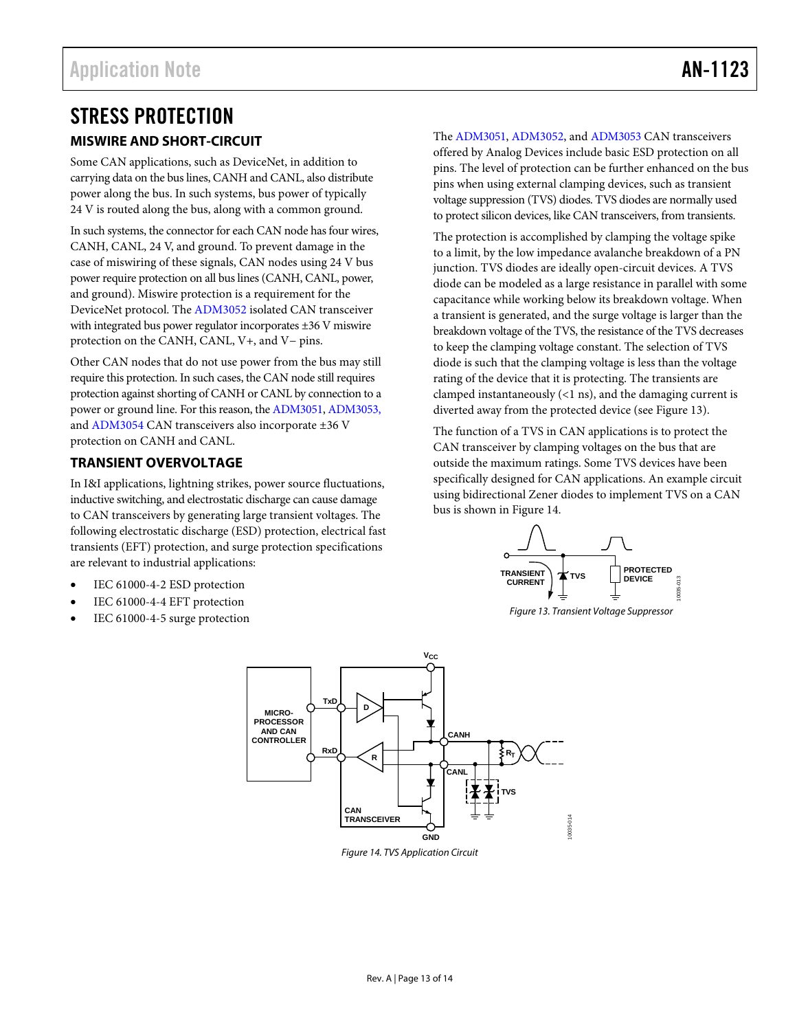## STRESS PROTECTION

### MISWIRE AND SHORT-CIRCUIT

Some CAN applications, such as DeviceNet, in addition to carrying data on the bus lines, CANH and CANL, also distribute power along the bus. In such systems, bus power of typically 24 V is routed along the bus, along with a common ground.

In such systems, the connector for each CAN node has four wires, CANH, CANL, 24 V, and ground. To prevent damage in the case of miswiring of these signals, CAN nodes using 24 V bus power require protection on all bus lines (CANH, CANL, power, and ground). Miswire protection is a requirement for the DeviceNet protocol. The ADM3052 isolated CAN transceiver with integrated bus power regulator incorporates ±36 V miswire protection on the CANH, CANL, V+, and V− pins.

Other CAN nodes that do not use power from the bus may still require this protection. In such cases, the CAN node still requires protection against shorting of CANH or CANL by connection to a power or ground line. For this reason, the ADM3051, ADM3053, and ADM3054 CAN transceivers also incorporate ±36 V protection on CANH and CANL.

### TRANSIENT OVERVOLTAGE

In I&I applications, lightning strikes, power source fluctuations, inductive switching, and electrostatic discharge can cause damage to CAN transceivers by generating large transient voltages. The following electrostatic discharge (ESD) protection, electrical fast transients (EFT) protection, and surge protection specifications are relevant to industrial applications:

- IEC 61000-4-2 ESD protection
- IEC 61000-4-4 EFT protection
- IEC 61000-4-5 surge protection

The ADM3051, ADM3052, and ADM3053 CAN transceivers offered by Analog Devices include basic ESD protection on all pins. The level of protection can be further enhanced on the bus pins when using external clamping devices, such as transient voltage suppression (TVS) diodes. TVS diodes are normally used to protect silicon devices, like CAN transceivers, from transients.

The protection is accomplished by clamping the voltage spike to a limit, by the low impedance avalanche breakdown of a PN junction. TVS diodes are ideally open-circuit devices. A TVS diode can be modeled as a large resistance in parallel with some capacitance while working below its breakdown voltage. When a transient is generated, and the surge voltage is larger than the breakdown voltage of the TVS, the resistance of the TVS decreases to keep the clamping voltage constant. The selection of TVS diode is such that the clamping voltage is less than the voltage rating of the device that it is protecting. The transients are clamped instantaneously (<1 ns), and the damaging current is diverted away from the protected device (see Figure 13).

The function of a TVS in CAN applications is to protect the CAN transceiver by clamping voltages on the bus that are outside the maximum ratings. Some TVS devices have been specifically designed for CAN applications. An example circuit using bidirectional Zener diodes to implement TVS on a CAN bus is shown in Figure 14.

*Figure 13. Transient Voltage Suppressor*

*Figure 14. TVS Application Circuit*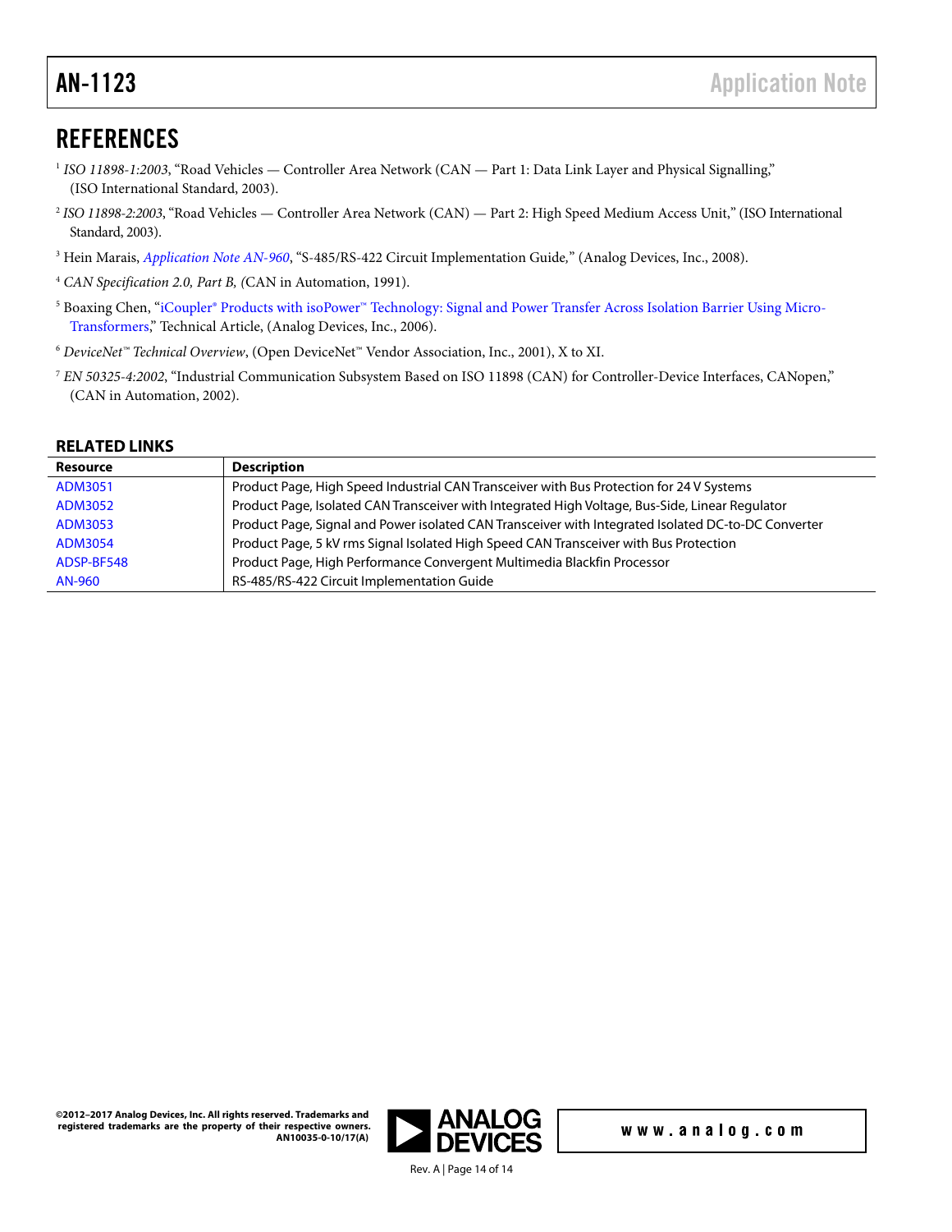## REFERENCES

[1] *ISO 11898-1:2003*, "Road Vehicles — Controller Area Network (CAN — Part 1: Data Link Layer and Physical Signalling," (ISO International Standard, 2003).

[2] *ISO 11898-2:2003*, "Road Vehicles — Controller Area Network (CAN) — Part 2: High Speed Medium Access Unit," (ISO International Standard, 2003).

[3] Hein Marais, *Application Note AN-960*, "S-485/RS-422 Circuit Implementation Guide," (Analog Devices, Inc., 2008).

[4] *CAN Specification 2.0, Part B, (*CAN in Automation, 1991).

[5] Boaxing Chen, "iCoupler® Products with isoPower™ Technology: Signal and Power Transfer Across Isolation Barrier Using Micro-Transformers," Technical Article, (Analog Devices, Inc., 2006).

[6] *DeviceNet™ Technical Overview*, (Open DeviceNet™ Vendor Association, Inc., 2001), X to XI.

[7] *EN 50325-4:2002*, "Industrial Communication Subsystem Based on ISO 11898 (CAN) for Controller-Device Interfaces, CANopen," (CAN in Automation, 2002).

### RELATED LINKS

| Resource | Description |
|---|---|
| ADM3051 | Product Page, High Speed Industrial CAN Transceiver with Bus Protection for 24 V Systems |
| ADM3052 | Product Page, Isolated CAN Transceiver with Integrated High Voltage, Bus-Side, Linear Regulator |
| ADM3053 | Product Page, Signal and Power isolated CAN Transceiver with Integrated Isolated DC-to-DC Converter |
| ADM3054 | Product Page, 5 kV rms Signal Isolated High Speed CAN Transceiver with Bus Protection |
| ADSP-BF548 | Product Page, High Performance Convergent Multimedia Blackfin Processor |
| AN-960 | RS-485/RS-422 Circuit Implementation Guide |

©2012–2017 Analog Devices, Inc. All rights reserved. Trademarks and registered trademarks are the property of their respective owners.
AN10035-0-10/17(A)